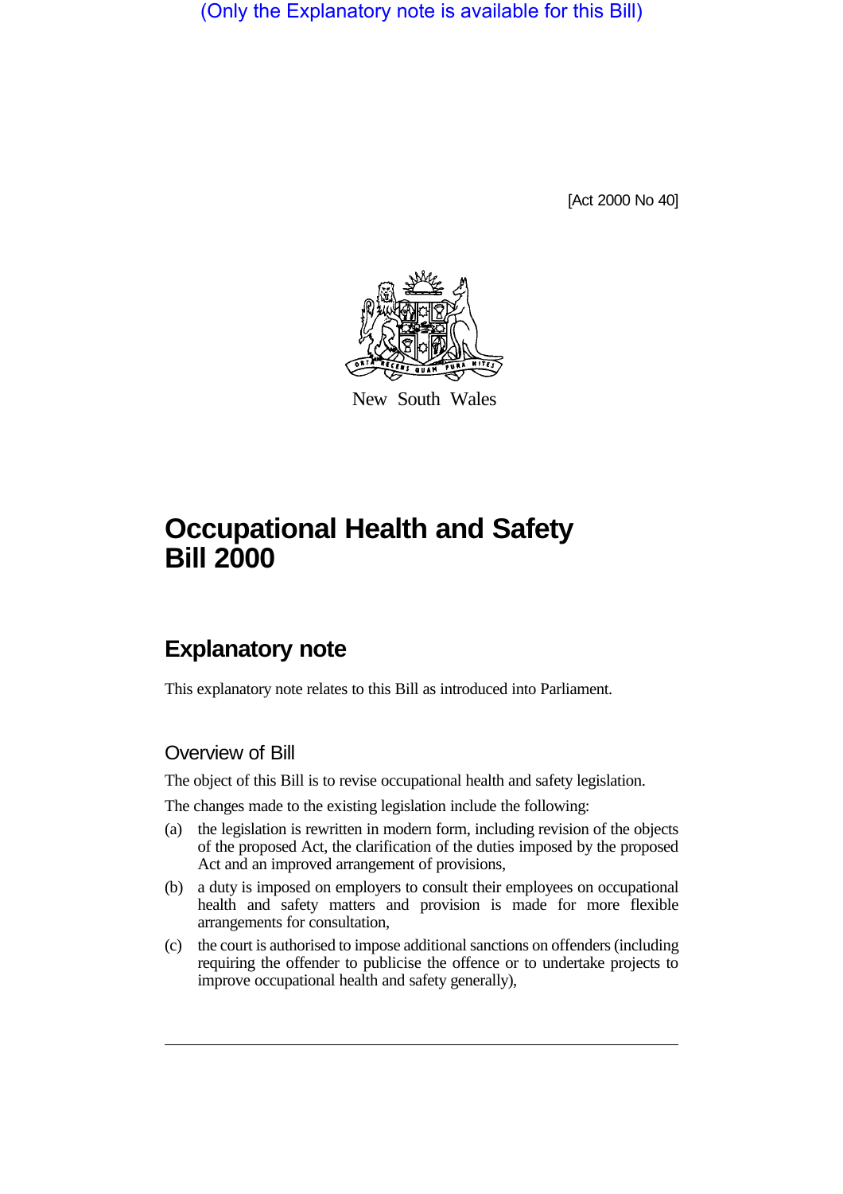(Only the Explanatory note is available for this Bill)

[Act 2000 No 40]

New South Wales

# Occupational Health and Safety Bill 2000

## Explanatory note

This explanatory note relates to this Bill as introduced into Parliament.

### Overview of Bill

The object of this Bill is to revise occupational health and safety legislation.

The changes made to the existing legislation include the following:

(a) the legislation is rewritten in modern form, including revision of the objects of the proposed Act, the clarification of the duties imposed by the proposed Act and an improved arrangement of provisions,

(b) a duty is imposed on employers to consult their employees on occupational health and safety matters and provision is made for more flexible arrangements for consultation,

(c) the court is authorised to impose additional sanctions on offenders (including requiring the offender to publicise the offence or to undertake projects to improve occupational health and safety generally),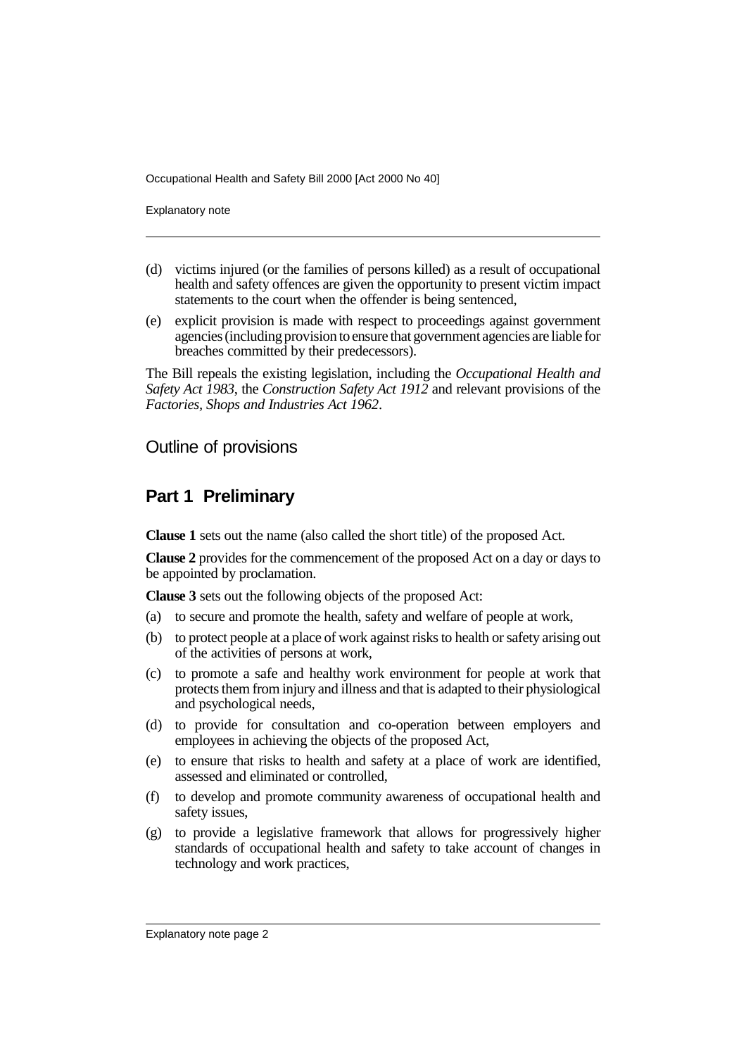(d) victims injured (or the families of persons killed) as a result of occupational health and safety offences are given the opportunity to present victim impact statements to the court when the offender is being sentenced,

(e) explicit provision is made with respect to proceedings against government agencies (including provision to ensure that government agencies are liable for breaches committed by their predecessors).

The Bill repeals the existing legislation, including the *Occupational Health and Safety Act 1983*, the *Construction Safety Act 1912* and relevant provisions of the *Factories, Shops and Industries Act 1962*.

## Outline of provisions

### Part 1 Preliminary

**Clause 1** sets out the name (also called the short title) of the proposed Act.

**Clause 2** provides for the commencement of the proposed Act on a day or days to be appointed by proclamation.

**Clause 3** sets out the following objects of the proposed Act:

(a) to secure and promote the health, safety and welfare of people at work,

(b) to protect people at a place of work against risks to health or safety arising out of the activities of persons at work,

(c) to promote a safe and healthy work environment for people at work that protects them from injury and illness and that is adapted to their physiological and psychological needs,

(d) to provide for consultation and co-operation between employers and employees in achieving the objects of the proposed Act,

(e) to ensure that risks to health and safety at a place of work are identified, assessed and eliminated or controlled,

(f) to develop and promote community awareness of occupational health and safety issues,

(g) to provide a legislative framework that allows for progressively higher standards of occupational health and safety to take account of changes in technology and work practices,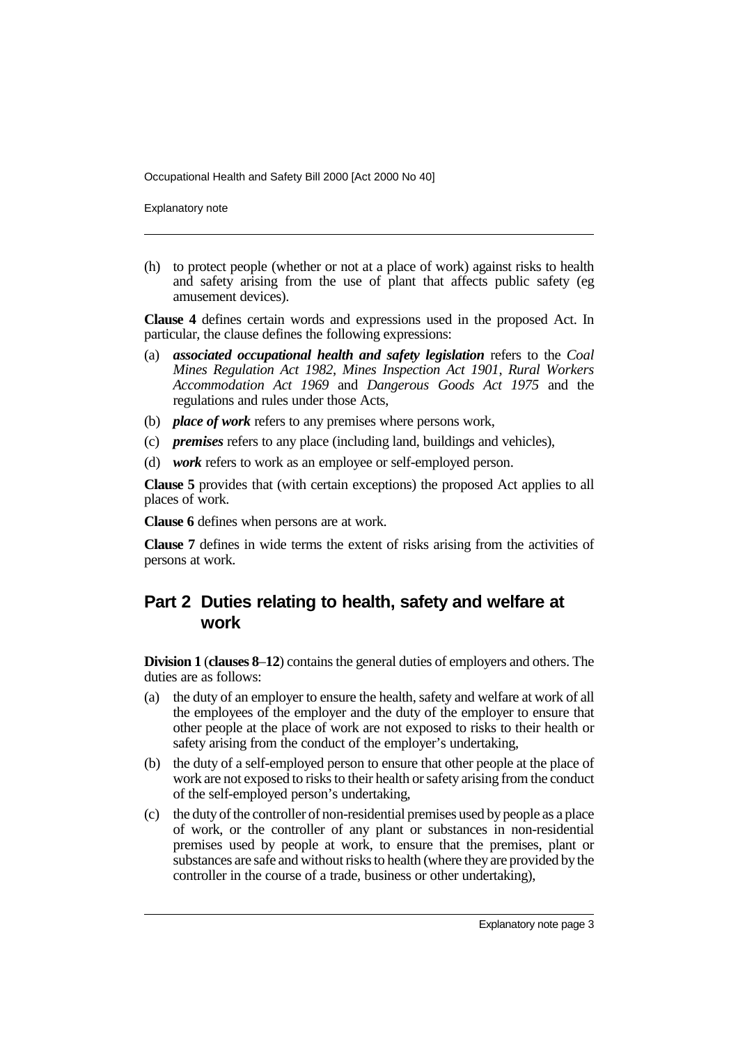(h) to protect people (whether or not at a place of work) against risks to health and safety arising from the use of plant that affects public safety (eg amusement devices).

**Clause 4** defines certain words and expressions used in the proposed Act. In particular, the clause defines the following expressions:

(a) ***associated occupational health and safety legislation*** refers to the *Coal Mines Regulation Act 1982*, *Mines Inspection Act 1901*, *Rural Workers Accommodation Act 1969* and *Dangerous Goods Act 1975* and the regulations and rules under those Acts,

(b) ***place of work*** refers to any premises where persons work,

(c) ***premises*** refers to any place (including land, buildings and vehicles),

(d) ***work*** refers to work as an employee or self-employed person.

**Clause 5** provides that (with certain exceptions) the proposed Act applies to all places of work.

**Clause 6** defines when persons are at work.

**Clause 7** defines in wide terms the extent of risks arising from the activities of persons at work.

## Part 2 Duties relating to health, safety and welfare at work

**Division 1** (**clauses 8**–**12**) contains the general duties of employers and others. The duties are as follows:

(a) the duty of an employer to ensure the health, safety and welfare at work of all the employees of the employer and the duty of the employer to ensure that other people at the place of work are not exposed to risks to their health or safety arising from the conduct of the employer's undertaking,

(b) the duty of a self-employed person to ensure that other people at the place of work are not exposed to risks to their health or safety arising from the conduct of the self-employed person's undertaking,

(c) the duty of the controller of non-residential premises used by people as a place of work, or the controller of any plant or substances in non-residential premises used by people at work, to ensure that the premises, plant or substances are safe and without risks to health (where they are provided by the controller in the course of a trade, business or other undertaking),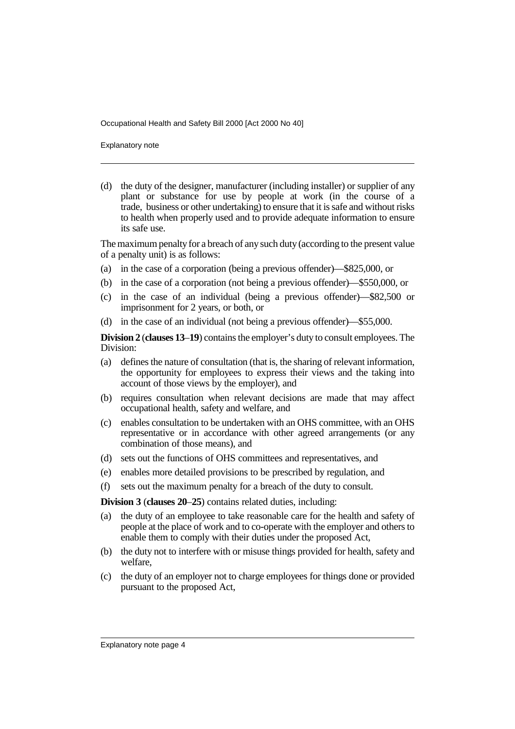(d) the duty of the designer, manufacturer (including installer) or supplier of any plant or substance for use by people at work (in the course of a trade, business or other undertaking) to ensure that it is safe and without risks to health when properly used and to provide adequate information to ensure its safe use.

The maximum penalty for a breach of any such duty (according to the present value of a penalty unit) is as follows:

(a) in the case of a corporation (being a previous offender)—$825,000, or

(b) in the case of a corporation (not being a previous offender)—$550,000, or

(c) in the case of an individual (being a previous offender)—$82,500 or imprisonment for 2 years, or both, or

(d) in the case of an individual (not being a previous offender)—$55,000.

**Division 2** (**clauses 13**–**19**) contains the employer's duty to consult employees. The Division:

(a) defines the nature of consultation (that is, the sharing of relevant information, the opportunity for employees to express their views and the taking into account of those views by the employer), and

(b) requires consultation when relevant decisions are made that may affect occupational health, safety and welfare, and

(c) enables consultation to be undertaken with an OHS committee, with an OHS representative or in accordance with other agreed arrangements (or any combination of those means), and

(d) sets out the functions of OHS committees and representatives, and

(e) enables more detailed provisions to be prescribed by regulation, and

(f) sets out the maximum penalty for a breach of the duty to consult.

**Division 3** (**clauses 20**–**25**) contains related duties, including:

(a) the duty of an employee to take reasonable care for the health and safety of people at the place of work and to co-operate with the employer and others to enable them to comply with their duties under the proposed Act,

(b) the duty not to interfere with or misuse things provided for health, safety and welfare,

(c) the duty of an employer not to charge employees for things done or provided pursuant to the proposed Act,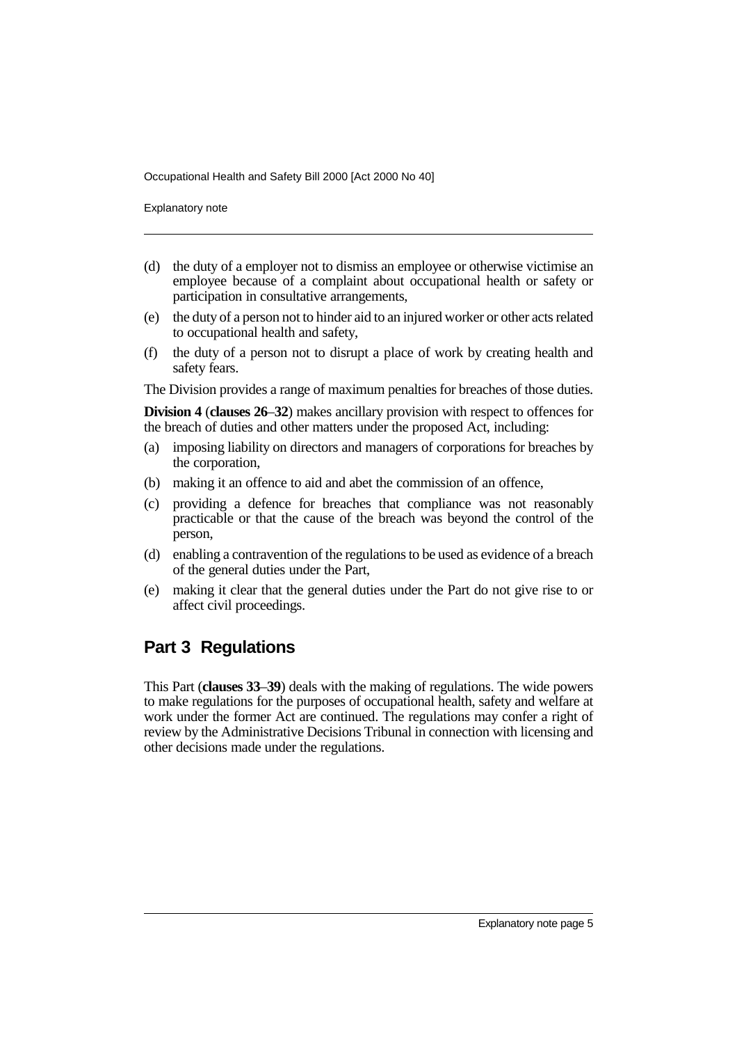(d) the duty of a employer not to dismiss an employee or otherwise victimise an employee because of a complaint about occupational health or safety or participation in consultative arrangements,

(e) the duty of a person not to hinder aid to an injured worker or other acts related to occupational health and safety,

(f) the duty of a person not to disrupt a place of work by creating health and safety fears.

The Division provides a range of maximum penalties for breaches of those duties.

**Division 4** (**clauses 26**–**32**) makes ancillary provision with respect to offences for the breach of duties and other matters under the proposed Act, including:

(a) imposing liability on directors and managers of corporations for breaches by the corporation,

(b) making it an offence to aid and abet the commission of an offence,

(c) providing a defence for breaches that compliance was not reasonably practicable or that the cause of the breach was beyond the control of the person,

(d) enabling a contravention of the regulations to be used as evidence of a breach of the general duties under the Part,

(e) making it clear that the general duties under the Part do not give rise to or affect civil proceedings.

## Part 3 Regulations

This Part (**clauses 33**–**39**) deals with the making of regulations. The wide powers to make regulations for the purposes of occupational health, safety and welfare at work under the former Act are continued. The regulations may confer a right of review by the Administrative Decisions Tribunal in connection with licensing and other decisions made under the regulations.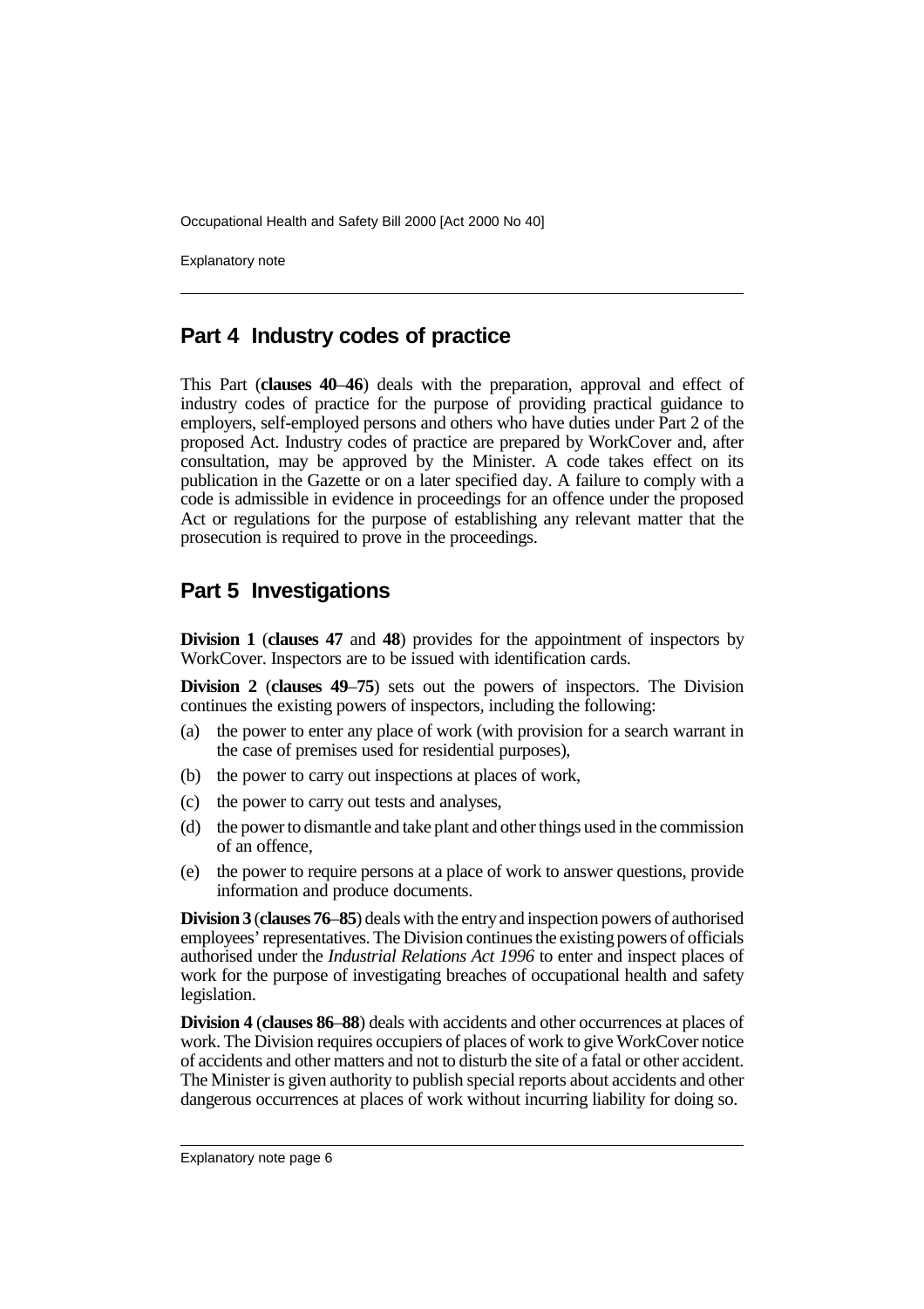## Part 4 Industry codes of practice

This Part (**clauses 40–46**) deals with the preparation, approval and effect of industry codes of practice for the purpose of providing practical guidance to employers, self-employed persons and others who have duties under Part 2 of the proposed Act. Industry codes of practice are prepared by WorkCover and, after consultation, may be approved by the Minister. A code takes effect on its publication in the Gazette or on a later specified day. A failure to comply with a code is admissible in evidence in proceedings for an offence under the proposed Act or regulations for the purpose of establishing any relevant matter that the prosecution is required to prove in the proceedings.

## Part 5 Investigations

**Division 1** (**clauses 47** and **48**) provides for the appointment of inspectors by WorkCover. Inspectors are to be issued with identification cards.

**Division 2** (**clauses 49–75**) sets out the powers of inspectors. The Division continues the existing powers of inspectors, including the following:

(a) the power to enter any place of work (with provision for a search warrant in the case of premises used for residential purposes),

(b) the power to carry out inspections at places of work,

(c) the power to carry out tests and analyses,

(d) the power to dismantle and take plant and other things used in the commission of an offence,

(e) the power to require persons at a place of work to answer questions, provide information and produce documents.

**Division 3** (**clauses 76–85**) deals with the entry and inspection powers of authorised employees' representatives. The Division continues the existing powers of officials authorised under the *Industrial Relations Act 1996* to enter and inspect places of work for the purpose of investigating breaches of occupational health and safety legislation.

**Division 4** (**clauses 86–88**) deals with accidents and other occurrences at places of work. The Division requires occupiers of places of work to give WorkCover notice of accidents and other matters and not to disturb the site of a fatal or other accident. The Minister is given authority to publish special reports about accidents and other dangerous occurrences at places of work without incurring liability for doing so.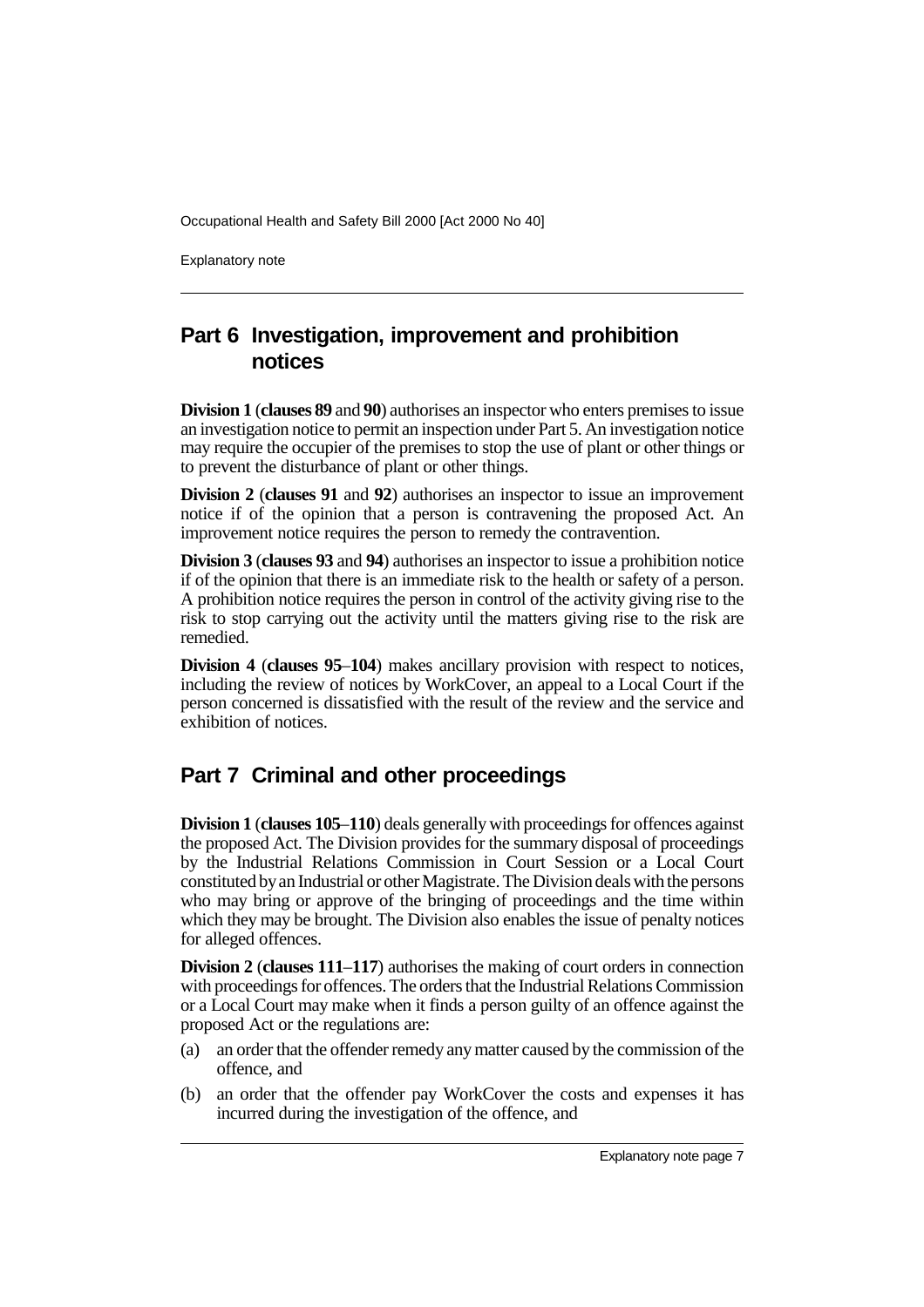## Part 6 Investigation, improvement and prohibition notices

**Division 1** (**clauses 89** and **90**) authorises an inspector who enters premises to issue an investigation notice to permit an inspection under Part 5. An investigation notice may require the occupier of the premises to stop the use of plant or other things or to prevent the disturbance of plant or other things.

**Division 2** (**clauses 91** and **92**) authorises an inspector to issue an improvement notice if of the opinion that a person is contravening the proposed Act. An improvement notice requires the person to remedy the contravention.

**Division 3** (**clauses 93** and **94**) authorises an inspector to issue a prohibition notice if of the opinion that there is an immediate risk to the health or safety of a person. A prohibition notice requires the person in control of the activity giving rise to the risk to stop carrying out the activity until the matters giving rise to the risk are remedied.

**Division 4** (**clauses 95**–**104**) makes ancillary provision with respect to notices, including the review of notices by WorkCover, an appeal to a Local Court if the person concerned is dissatisfied with the result of the review and the service and exhibition of notices.

## Part 7 Criminal and other proceedings

**Division 1** (**clauses 105**–**110**) deals generally with proceedings for offences against the proposed Act. The Division provides for the summary disposal of proceedings by the Industrial Relations Commission in Court Session or a Local Court constituted by an Industrial or other Magistrate. The Division deals with the persons who may bring or approve of the bringing of proceedings and the time within which they may be brought. The Division also enables the issue of penalty notices for alleged offences.

**Division 2** (**clauses 111**–**117**) authorises the making of court orders in connection with proceedings for offences. The orders that the Industrial Relations Commission or a Local Court may make when it finds a person guilty of an offence against the proposed Act or the regulations are:

(a) an order that the offender remedy any matter caused by the commission of the offence, and

(b) an order that the offender pay WorkCover the costs and expenses it has incurred during the investigation of the offence, and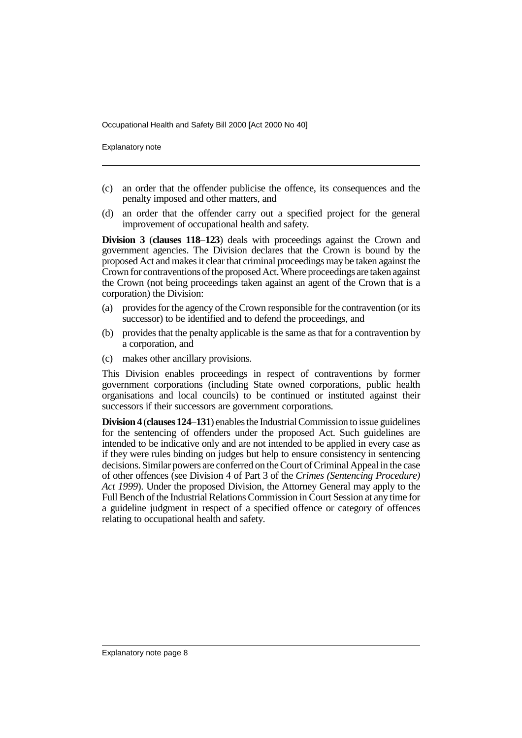(c) an order that the offender publicise the offence, its consequences and the penalty imposed and other matters, and

(d) an order that the offender carry out a specified project for the general improvement of occupational health and safety.

**Division 3** (**clauses 118**–**123**) deals with proceedings against the Crown and government agencies. The Division declares that the Crown is bound by the proposed Act and makes it clear that criminal proceedings may be taken against the Crown for contraventions of the proposed Act. Where proceedings are taken against the Crown (not being proceedings taken against an agent of the Crown that is a corporation) the Division:

(a) provides for the agency of the Crown responsible for the contravention (or its successor) to be identified and to defend the proceedings, and

(b) provides that the penalty applicable is the same as that for a contravention by a corporation, and

(c) makes other ancillary provisions.

This Division enables proceedings in respect of contraventions by former government corporations (including State owned corporations, public health organisations and local councils) to be continued or instituted against their successors if their successors are government corporations.

**Division 4** (**clauses 124**–**131**) enables the Industrial Commission to issue guidelines for the sentencing of offenders under the proposed Act. Such guidelines are intended to be indicative only and are not intended to be applied in every case as if they were rules binding on judges but help to ensure consistency in sentencing decisions. Similar powers are conferred on the Court of Criminal Appeal in the case of other offences (see Division 4 of Part 3 of the *Crimes (Sentencing Procedure) Act 1999*). Under the proposed Division, the Attorney General may apply to the Full Bench of the Industrial Relations Commission in Court Session at any time for a guideline judgment in respect of a specified offence or category of offences relating to occupational health and safety.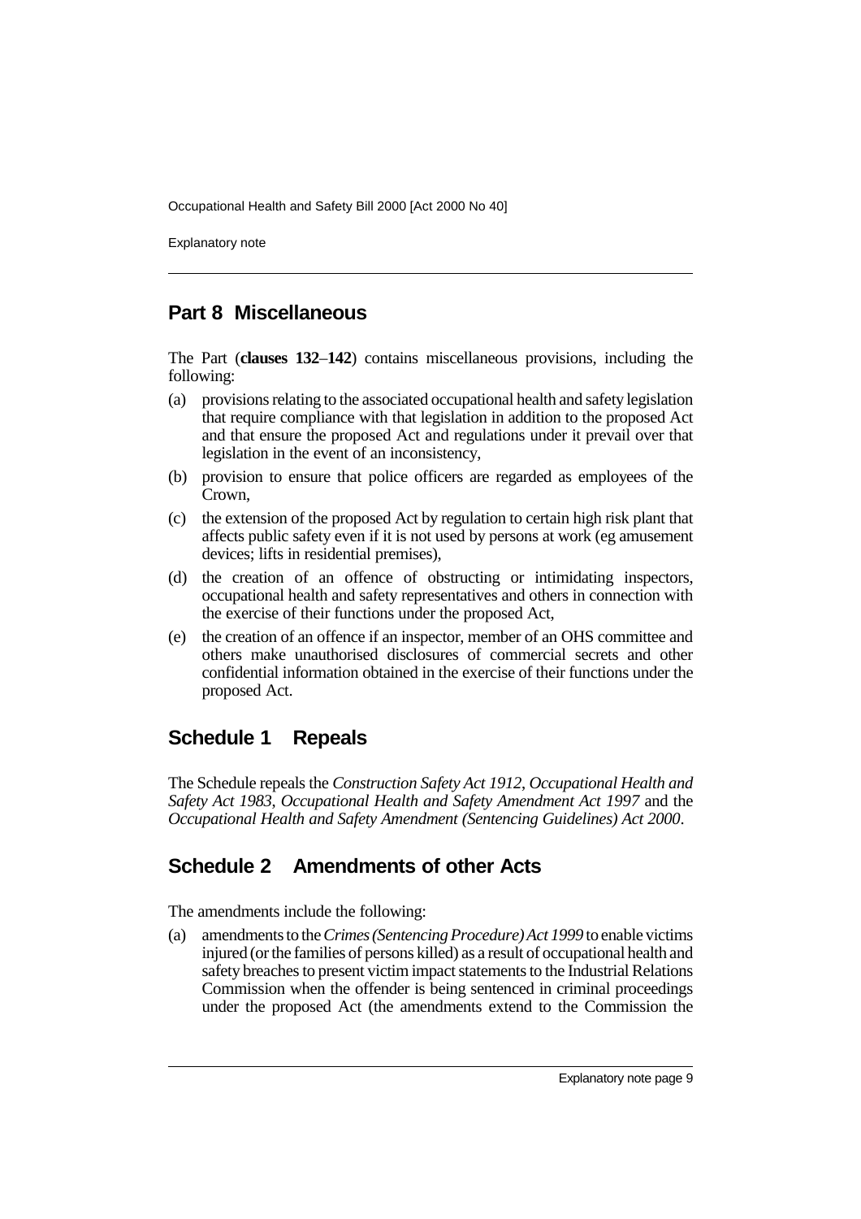## Part 8 Miscellaneous

The Part (**clauses 132**–**142**) contains miscellaneous provisions, including the following:

(a) provisions relating to the associated occupational health and safety legislation that require compliance with that legislation in addition to the proposed Act and that ensure the proposed Act and regulations under it prevail over that legislation in the event of an inconsistency,

(b) provision to ensure that police officers are regarded as employees of the Crown,

(c) the extension of the proposed Act by regulation to certain high risk plant that affects public safety even if it is not used by persons at work (eg amusement devices; lifts in residential premises),

(d) the creation of an offence of obstructing or intimidating inspectors, occupational health and safety representatives and others in connection with the exercise of their functions under the proposed Act,

(e) the creation of an offence if an inspector, member of an OHS committee and others make unauthorised disclosures of commercial secrets and other confidential information obtained in the exercise of their functions under the proposed Act.

## Schedule 1 Repeals

The Schedule repeals the *Construction Safety Act 1912*, *Occupational Health and Safety Act 1983*, *Occupational Health and Safety Amendment Act 1997* and the *Occupational Health and Safety Amendment (Sentencing Guidelines) Act 2000*.

## Schedule 2 Amendments of other Acts

The amendments include the following:

(a) amendments to the *Crimes (Sentencing Procedure) Act 1999* to enable victims injured (or the families of persons killed) as a result of occupational health and safety breaches to present victim impact statements to the Industrial Relations Commission when the offender is being sentenced in criminal proceedings under the proposed Act (the amendments extend to the Commission the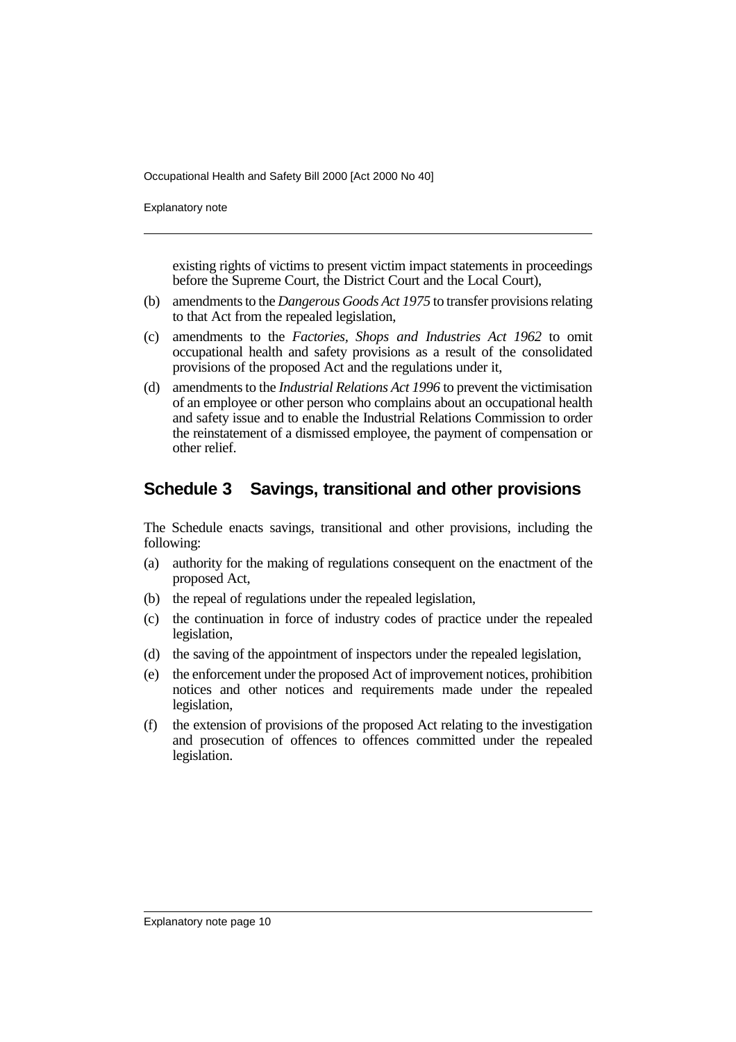existing rights of victims to present victim impact statements in proceedings before the Supreme Court, the District Court and the Local Court),

(b) amendments to the *Dangerous Goods Act 1975* to transfer provisions relating to that Act from the repealed legislation,

(c) amendments to the *Factories, Shops and Industries Act 1962* to omit occupational health and safety provisions as a result of the consolidated provisions of the proposed Act and the regulations under it,

(d) amendments to the *Industrial Relations Act 1996* to prevent the victimisation of an employee or other person who complains about an occupational health and safety issue and to enable the Industrial Relations Commission to order the reinstatement of a dismissed employee, the payment of compensation or other relief.

## Schedule 3 Savings, transitional and other provisions

The Schedule enacts savings, transitional and other provisions, including the following:

(a) authority for the making of regulations consequent on the enactment of the proposed Act,

(b) the repeal of regulations under the repealed legislation,

(c) the continuation in force of industry codes of practice under the repealed legislation,

(d) the saving of the appointment of inspectors under the repealed legislation,

(e) the enforcement under the proposed Act of improvement notices, prohibition notices and other notices and requirements made under the repealed legislation,

(f) the extension of provisions of the proposed Act relating to the investigation and prosecution of offences to offences committed under the repealed legislation.